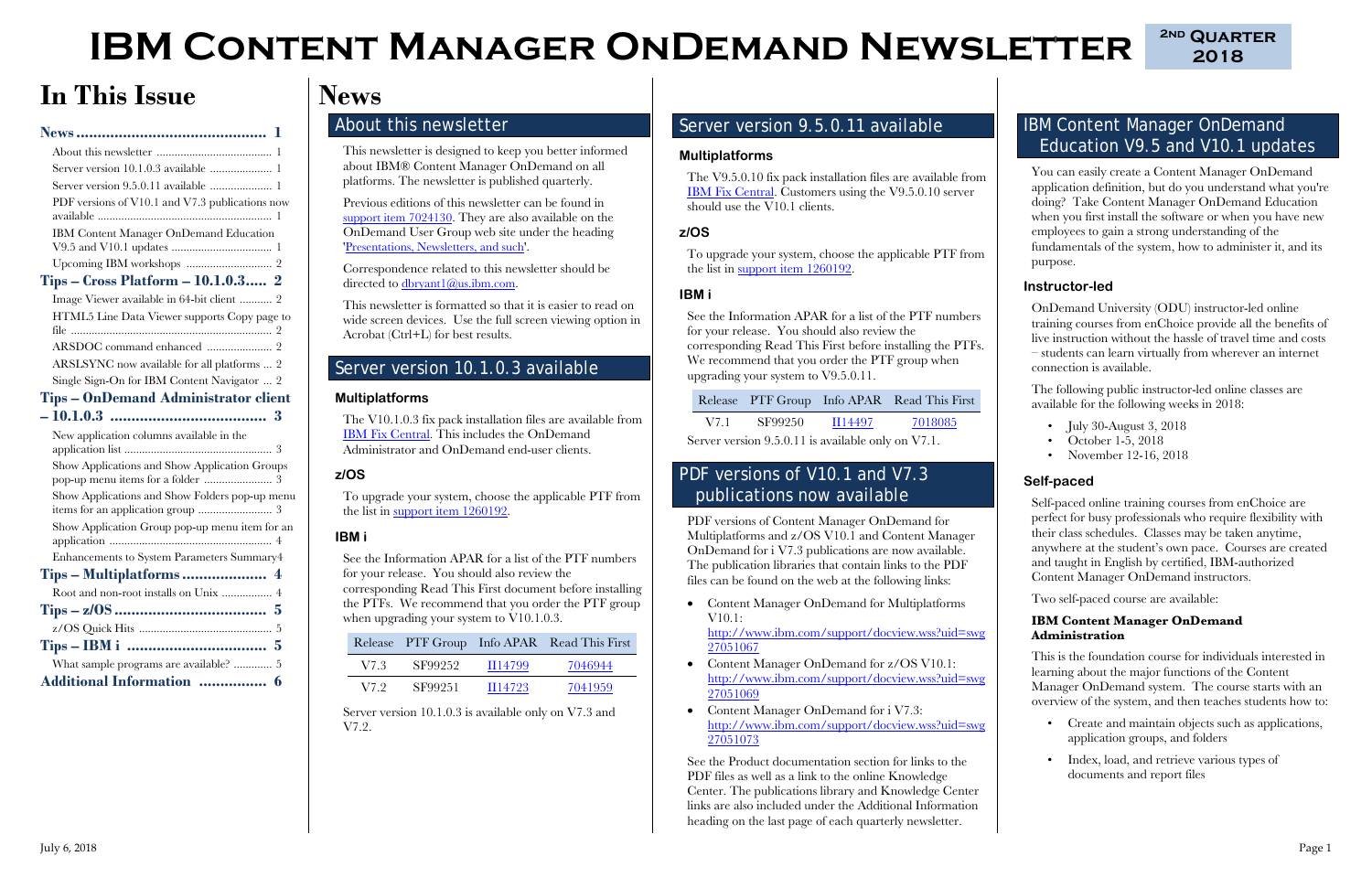# IBM Content Manager OnDemand Newsletter

2nd Quarter 2018

# In This Issue

**News ........................................ 1**

About this newsletter ........................................ 1

Server version 10.1.0.3 available ........................................ 1

Server version 9.5.0.11 available ........................................ 1

PDF versions of V10.1 and V7.3 publications now available ........................................ 1

IBM Content Manager OnDemand Education V9.5 and V10.1 updates ........................................ 1

Upcoming IBM workshops ........................................ 2

**Tips – Cross Platform – 10.1.0.3..... 2**

Image Viewer available in 64-bit client ........................................ 2

HTML5 Line Data Viewer supports Copy page to file ........................................ 2

ARSDOC command enhanced ........................................ 2

ARSLSYNC now available for all platforms ... 2

Single Sign-On for IBM Content Navigator ... 2

**Tips – OnDemand Administrator client – 10.1.0.3 ........................................ 3**

New application columns available in the application list ........................................ 3

Show Applications and Show Application Groups pop-up menu items for a folder ........................................ 3

Show Applications and Show Folders pop-up menu items for an application group ........................................ 3

Show Application Group pop-up menu item for an application ........................................ 4

Enhancements to System Parameters Summary 4

**Tips – Multiplatforms ........................................ 4**

Root and non-root installs on Unix ........................................ 4

**Tips – z/OS ........................................ 5**

z/OS Quick Hits ........................................ 5

**Tips – IBM i ........................................ 5**

What sample programs are available? ........................................ 5

**Additional Information ........................................ 6**

# News

## About this newsletter

This newsletter is designed to keep you better informed about IBM® Content Manager OnDemand on all platforms. The newsletter is published quarterly.

Previous editions of this newsletter can be found in support item 7024130. They are also available on the OnDemand User Group web site under the heading 'Presentations, Newsletters, and such'.

Correspondence related to this newsletter should be directed to dbryant1@us.ibm.com.

This newsletter is formatted so that it is easier to read on wide screen devices. Use the full screen viewing option in Acrobat (Ctrl+L) for best results.

## Server version 10.1.0.3 available

### Multiplatforms

The V10.1.0.3 fix pack installation files are available from IBM Fix Central. This includes the OnDemand Administrator and OnDemand end-user clients.

### z/OS

To upgrade your system, choose the applicable PTF from the list in support item 1260192.

### IBM i

See the Information APAR for a list of the PTF numbers for your release. You should also review the corresponding Read This First document before installing the PTFs. We recommend that you order the PTF group when upgrading your system to V10.1.0.3.

| Release | PTF Group | Info APAR | Read This First |
|---|---|---|---|
| V7.3 | SF99252 | II14799 | 7046944 |
| V7.2 | SF99251 | II14723 | 7041959 |

Server version 10.1.0.3 is available only on V7.3 and V7.2.

## Server version 9.5.0.11 available

### Multiplatforms

The V9.5.0.10 fix pack installation files are available from IBM Fix Central. Customers using the V9.5.0.10 server should use the V10.1 clients.

### z/OS

To upgrade your system, choose the applicable PTF from the list in support item 1260192.

### IBM i

See the Information APAR for a list of the PTF numbers for your release. You should also review the corresponding Read This First before installing the PTFs. We recommend that you order the PTF group when upgrading your system to V9.5.0.11.

| Release | PTF Group | Info APAR | Read This First |
|---|---|---|---|
| V7.1 | SF99250 | II14497 | 7018085 |

Server version 9.5.0.11 is available only on V7.1.

## PDF versions of V10.1 and V7.3 publications now available

PDF versions of Content Manager OnDemand for Multiplatforms and z/OS V10.1 and Content Manager OnDemand for i V7.3 publications are now available. The publication libraries that contain links to the PDF files can be found on the web at the following links:

- Content Manager OnDemand for Multiplatforms V10.1: http://www.ibm.com/support/docview.wss?uid=swg27051067
- Content Manager OnDemand for z/OS V10.1: http://www.ibm.com/support/docview.wss?uid=swg27051069
- Content Manager OnDemand for i V7.3: http://www.ibm.com/support/docview.wss?uid=swg27051073

See the Product documentation section for links to the PDF files as well as a link to the online Knowledge Center. The publications library and Knowledge Center links are also included under the Additional Information heading on the last page of each quarterly newsletter.

## IBM Content Manager OnDemand Education V9.5 and V10.1 updates

You can easily create a Content Manager OnDemand application definition, but do you understand what you're doing? Take Content Manager OnDemand Education when you first install the software or when you have new employees to gain a strong understanding of the fundamentals of the system, how to administer it, and its purpose.

### Instructor-led

OnDemand University (ODU) instructor-led online training courses from enChoice provide all the benefits of live instruction without the hassle of travel time and costs – students can learn virtually from wherever an internet connection is available.

The following public instructor-led online classes are available for the following weeks in 2018:

- July 30-August 3, 2018
- October 1-5, 2018
- November 12-16, 2018

### Self-paced

Self-paced online training courses from enChoice are perfect for busy professionals who require flexibility with their class schedules. Classes may be taken anytime, anywhere at the student's own pace. Courses are created and taught in English by certified, IBM-authorized Content Manager OnDemand instructors.

Two self-paced course are available:

**IBM Content Manager OnDemand Administration**

This is the foundation course for individuals interested in learning about the major functions of the Content Manager OnDemand system. The course starts with an overview of the system, and then teaches students how to:

- Create and maintain objects such as applications, application groups, and folders
- Index, load, and retrieve various types of documents and report files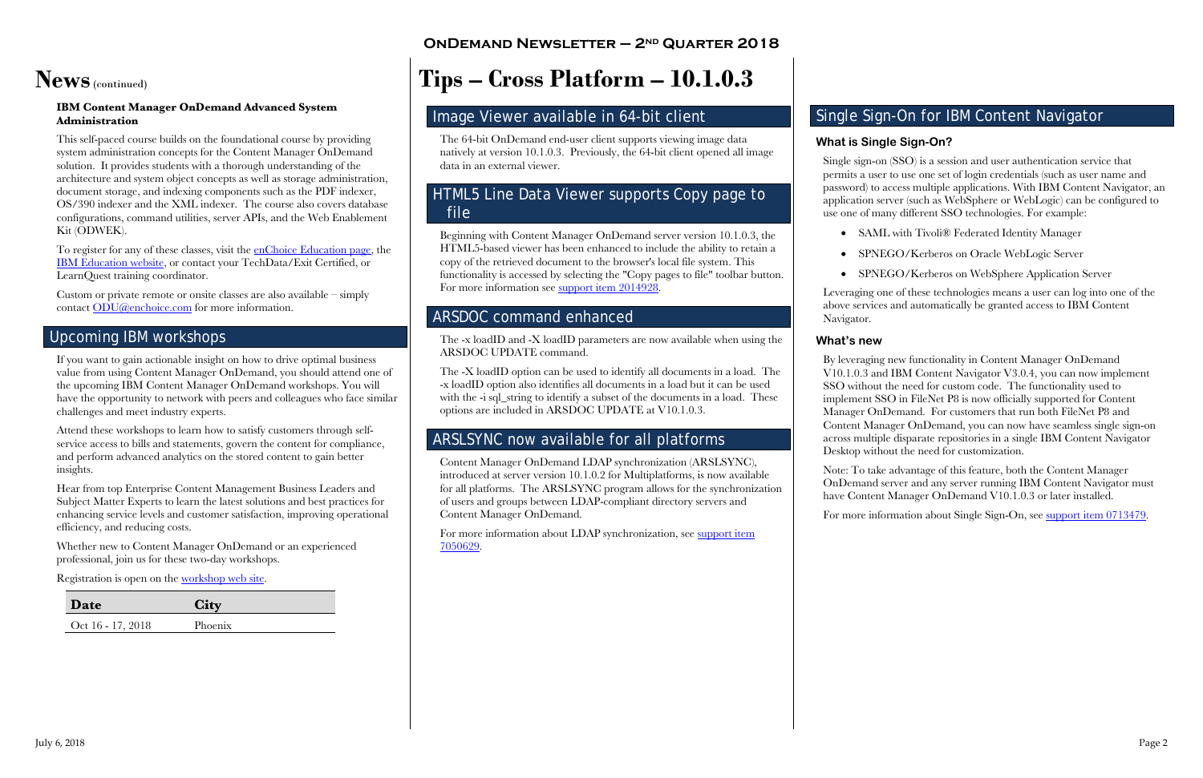# News (continued)

**IBM Content Manager OnDemand Advanced System Administration**

This self-paced course builds on the foundational course by providing system administration concepts for the Content Manager OnDemand solution. It provides students with a thorough understanding of the architecture and system object concepts as well as storage administration, document storage, and indexing components such as the PDF indexer, OS/390 indexer and the XML indexer. The course also covers database configurations, command utilities, server APIs, and the Web Enablement Kit (ODWEK).

To register for any of these classes, visit the enChoice Education page, the IBM Education website, or contact your TechData/Exit Certified, or LearnQuest training coordinator.

Custom or private remote or onsite classes are also available – simply contact ODU@enchoice.com for more information.

## Upcoming IBM workshops

If you want to gain actionable insight on how to drive optimal business value from using Content Manager OnDemand, you should attend one of the upcoming IBM Content Manager OnDemand workshops. You will have the opportunity to network with peers and colleagues who face similar challenges and meet industry experts.

Attend these workshops to learn how to satisfy customers through self-service access to bills and statements, govern the content for compliance, and perform advanced analytics on the stored content to gain better insights.

Hear from top Enterprise Content Management Business Leaders and Subject Matter Experts to learn the latest solutions and best practices for enhancing service levels and customer satisfaction, improving operational efficiency, and reducing costs.

Whether new to Content Manager OnDemand or an experienced professional, join us for these two-day workshops.

Registration is open on the workshop web site.

| Date | City |
|---|---|
| Oct 16 - 17, 2018 | Phoenix |

# Tips – Cross Platform – 10.1.0.3

## Image Viewer available in 64-bit client

The 64-bit OnDemand end-user client supports viewing image data natively at version 10.1.0.3. Previously, the 64-bit client opened all image data in an external viewer.

## HTML5 Line Data Viewer supports Copy page to file

Beginning with Content Manager OnDemand server version 10.1.0.3, the HTML5-based viewer has been enhanced to include the ability to retain a copy of the retrieved document to the browser's local file system. This functionality is accessed by selecting the "Copy pages to file" toolbar button. For more information see support item 2014928.

## ARSDOC command enhanced

The -x loadID and -X loadID parameters are now available when using the ARSDOC UPDATE command.

The -X loadID option can be used to identify all documents in a load. The -x loadID option also identifies all documents in a load but it can be used with the -i sql_string to identify a subset of the documents in a load. These options are included in ARSDOC UPDATE at V10.1.0.3.

## ARSLSYNC now available for all platforms

Content Manager OnDemand LDAP synchronization (ARSLSYNC), introduced at server version 10.1.0.2 for Multiplatforms, is now available for all platforms. The ARSLSYNC program allows for the synchronization of users and groups between LDAP-compliant directory servers and Content Manager OnDemand.

For more information about LDAP synchronization, see support item 7050629.

## Single Sign-On for IBM Content Navigator

### What is Single Sign-On?

Single sign-on (SSO) is a session and user authentication service that permits a user to use one set of login credentials (such as user name and password) to access multiple applications. With IBM Content Navigator, an application server (such as WebSphere or WebLogic) can be configured to use one of many different SSO technologies. For example:

- SAML with Tivoli® Federated Identity Manager
- SPNEGO/Kerberos on Oracle WebLogic Server
- SPNEGO/Kerberos on WebSphere Application Server

Leveraging one of these technologies means a user can log into one of the above services and automatically be granted access to IBM Content Navigator.

### What's new

By leveraging new functionality in Content Manager OnDemand V10.1.0.3 and IBM Content Navigator V3.0.4, you can now implement SSO without the need for custom code. The functionality used to implement SSO in FileNet P8 is now officially supported for Content Manager OnDemand. For customers that run both FileNet P8 and Content Manager OnDemand, you can now have seamless single sign-on across multiple disparate repositories in a single IBM Content Navigator Desktop without the need for customization.

Note: To take advantage of this feature, both the Content Manager OnDemand server and any server running IBM Content Navigator must have Content Manager OnDemand V10.1.0.3 or later installed.

For more information about Single Sign-On, see support item 0713479.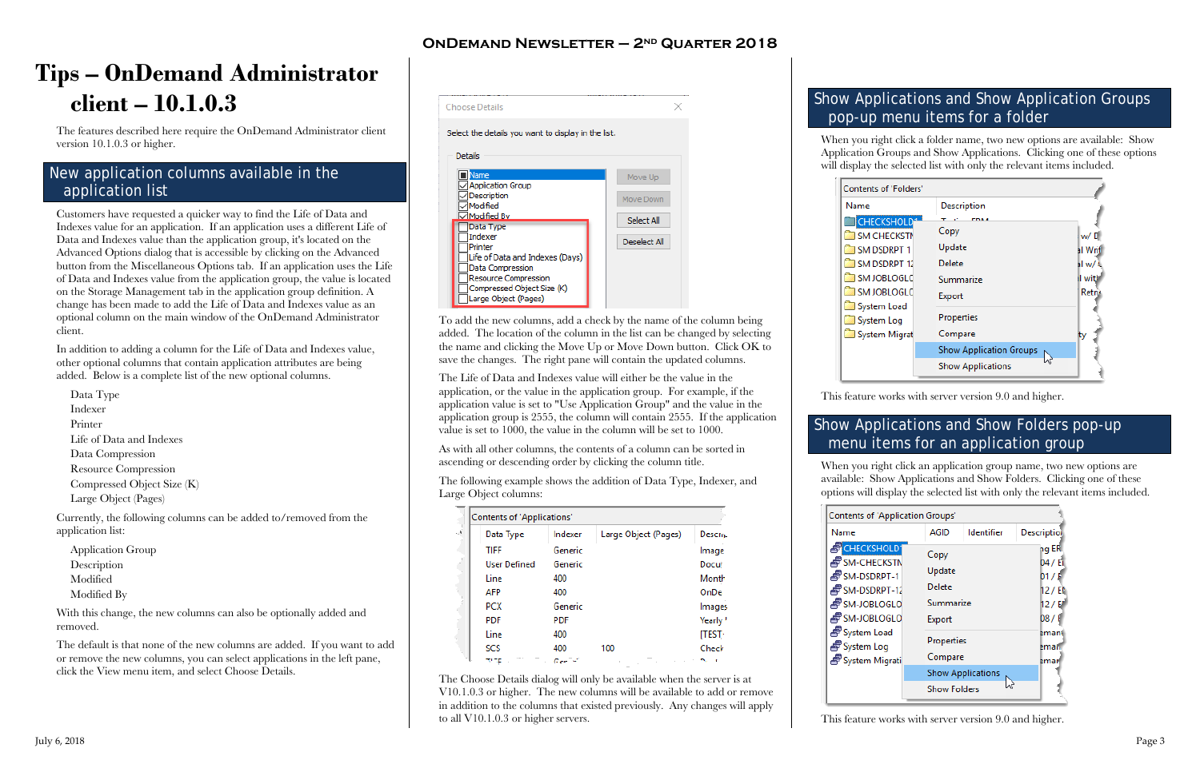# Tips – OnDemand Administrator client – 10.1.0.3

The features described here require the OnDemand Administrator client version 10.1.0.3 or higher.

## New application columns available in the application list

Customers have requested a quicker way to find the Life of Data and Indexes value for an application. If an application uses a different Life of Data and Indexes value than the application group, it's located on the Advanced Options dialog that is accessible by clicking on the Advanced button from the Miscellaneous Options tab. If an application uses the Life of Data and Indexes value from the application group, the value is located on the Storage Management tab in the application group definition. A change has been made to add the Life of Data and Indexes value as an optional column on the main window of the OnDemand Administrator client.

In addition to adding a column for the Life of Data and Indexes value, other optional columns that contain application attributes are being added. Below is a complete list of the new optional columns.

- Data Type
- Indexer
- Printer
- Life of Data and Indexes
- Data Compression
- Resource Compression
- Compressed Object Size (K)
- Large Object (Pages)

Currently, the following columns can be added to/removed from the application list:

- Application Group
- Description
- Modified
- Modified By

With this change, the new columns can also be optionally added and removed.

The default is that none of the new columns are added. If you want to add or remove the new columns, you can select applications in the left pane, click the View menu item, and select Choose Details.

To add the new columns, add a check by the name of the column being added. The location of the column in the list can be changed by selecting the name and clicking the Move Up or Move Down button. Click OK to save the changes. The right pane will contain the updated columns.

The Life of Data and Indexes value will either be the value in the application, or the value in the application group. For example, if the application value is set to "Use Application Group" and the value in the application group is 2555, the column will contain 2555. If the application value is set to 1000, the value in the column will be set to 1000.

As with all other columns, the contents of a column can be sorted in ascending or descending order by clicking the column title.

The following example shows the addition of Data Type, Indexer, and Large Object columns:

The Choose Details dialog will only be available when the server is at V10.1.0.3 or higher. The new columns will be available to add or remove in addition to the columns that existed previously. Any changes will apply to all V10.1.0.3 or higher servers.

## Show Applications and Show Application Groups pop-up menu items for a folder

When you right click a folder name, two new options are available: Show Application Groups and Show Applications. Clicking one of these options will display the selected list with only the relevant items included.

This feature works with server version 9.0 and higher.

## Show Applications and Show Folders pop-up menu items for an application group

When you right click an application group name, two new options are available: Show Applications and Show Folders. Clicking one of these options will display the selected list with only the relevant items included.

This feature works with server version 9.0 and higher.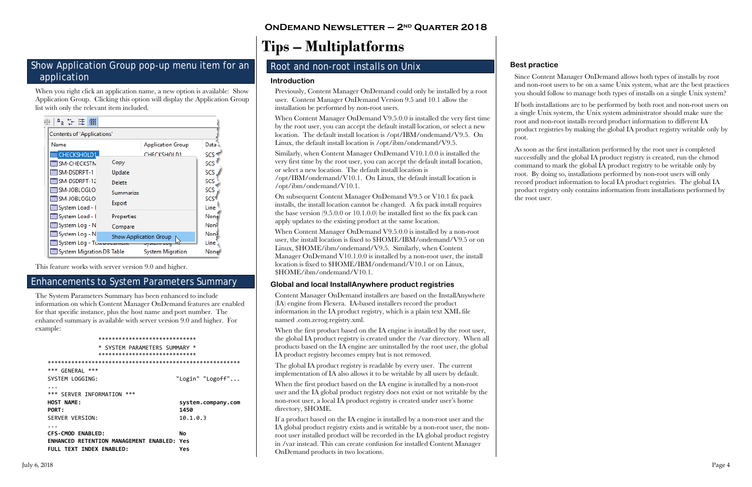# Tips – Multiplatforms

## Show Application Group pop-up menu item for an application

When you right click an application name, a new option is available: Show Application Group. Clicking this option will display the Application Group list with only the relevant item included.

This feature works with server version 9.0 and higher.

## Enhancements to System Parameters Summary

The System Parameters Summary has been enhanced to include information on which Content Manager OnDemand features are enabled for that specific instance, plus the host name and port number. The enhanced summary is available with server version 9.0 and higher. For example:

```
              *****************************
              * SYSTEM PARAMETERS SUMMARY *
              *****************************
*************************************************************
*** GENERAL ***
SYSTEM LOGGING:                         "Login" "Logoff"...
...
*** SERVER INFORMATION ***
HOST NAME:                               system.company.com
PORT:                                    1450
SERVER VERSION:                          10.1.0.3
...
CFS-CMOD ENABLED:                        No
ENHANCED RETENTION MANAGEMENT ENABLED:   Yes
FULL TEXT INDEX ENABLED:                 Yes
```

## Root and non-root installs on Unix

### Introduction

Previously, Content Manager OnDemand could only be installed by a root user. Content Manager OnDemand Version 9.5 and 10.1 allow the installation be performed by non-root users.

When Content Manager OnDemand V9.5.0.0 is installed the very first time by the root user, you can accept the default install location, or select a new location. The default install location is /opt/IBM/ondemand/V9.5. On Linux, the default install location is /opt/ibm/ondemand/V9.5.

Similarly, when Content Manager OnDemand V10.1.0.0 is installed the very first time by the root user, you can accept the default install location, or select a new location. The default install location is /opt/IBM/ondemand/V10.1. On Linux, the default install location is /opt/ibm/ondemand/V10.1.

On subsequent Content Manager OnDemand V9.5 or V10.1 fix pack installs, the install location cannot be changed. A fix pack install requires the base version (9.5.0.0 or 10.1.0.0) be installed first so the fix pack can apply updates to the existing product at the same location.

When Content Manager OnDemand V9.5.0.0 is installed by a non-root user, the install location is fixed to $HOME/IBM/ondemand/V9.5 or on Linux, $HOME/ibm/ondemand/V9.5. Similarly, when Content Manager OnDemand V10.1.0.0 is installed by a non-root user, the install location is fixed to $HOME/IBM/ondemand/V10.1 or on Linux, $HOME/ibm/ondemand/V10.1.

### Global and local InstallAnywhere product registries

Content Manager OnDemand installers are based on the InstallAnywhere (IA) engine from Flexera. IA-based installers record the product information in the IA product registry, which is a plain text XML file named .com.zerog.registry.xml.

When the first product based on the IA engine is installed by the root user, the global IA product registry is created under the /var directory. When all products based on the IA engine are uninstalled by the root user, the global IA product registry becomes empty but is not removed.

The global IA product registry is readable by every user. The current implementation of IA also allows it to be writable by all users by default.

When the first product based on the IA engine is installed by a non-root user and the IA global product registry does not exist or not writable by the non-root user, a local IA product registry is created under user's home directory, $HOME.

If a product based on the IA engine is installed by a non-root user and the IA global product registry exists and is writable by a non-root user, the non-root user installed product will be recorded in the IA global product registry in /var instead. This can create confusion for installed Content Manager OnDemand products in two locations.

### Best practice

Since Content Manager OnDemand allows both types of installs by root and non-root users to be on a same Unix system, what are the best practices you should follow to manage both types of installs on a single Unix system?

If both installations are to be performed by both root and non-root users on a single Unix system, the Unix system administrator should make sure the root and non-root installs record product information to different IA product registries by making the global IA product registry writable only by root.

As soon as the first installation performed by the root user is completed successfully and the global IA product registry is created, run the chmod command to mark the global IA product registry to be writable only by root. By doing so, installations performed by non-root users will only record product information to local IA product registries. The global IA product registry only contains information from installations performed by the root user.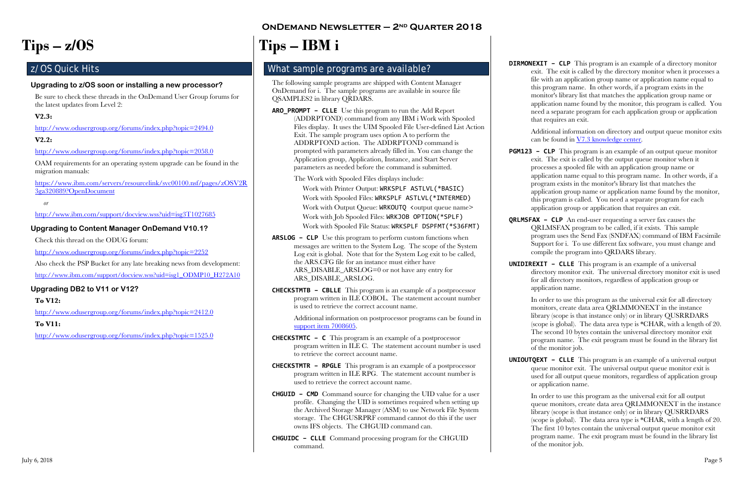# Tips – z/OS

## z/OS Quick Hits

### Upgrading to z/OS soon or installing a new processor?

Be sure to check these threads in the OnDemand User Group forums for the latest updates from Level 2:

**V2.3:**

http://www.odusergroup.org/forums/index.php?topic=2494.0

**V2.2:**

http://www.odusergroup.org/forums/index.php?topic=2058.0

OAM requirements for an operating system upgrade can be found in the migration manuals:

https://www.ibm.com/servers/resourcelink/svc00100.nsf/pages/zOSV2R3ga320889?OpenDocument

*or*

http://www.ibm.com/support/docview.wss?uid=isg3T1027685

### Upgrading to Content Manager OnDemand V10.1?

Check this thread on the ODUG forum:

http://www.odusergroup.org/forums/index.php?topic=2252

Also check the PSP Bucket for any late breaking news from development:

http://www.ibm.com/support/docview.wss?uid=isg1_ODMP10_H272A10

### Upgrading DB2 to V11 or V12?

**To V12:**

http://www.odusergroup.org/forums/index.php?topic=2412.0

**To V11:**

http://www.odusergroup.org/forums/index.php?topic=1525.0

# Tips – IBM i

## What sample programs are available?

The following sample programs are shipped with Content Manager OnDemand for i. The sample programs are available in source file QSAMPLES2 in library QRDARS.

**ARO_PROMPT – CLLE** Use this program to run the Add Report (ADDRPTOND) command from any IBM i Work with Spooled Files display. It uses the UIM Spooled File User-defined List Action Exit. The sample program uses option A to perform the ADDRPTOND action. The ADDRPTOND command is prompted with parameters already filled in. You can change the Application group, Application, Instance, and Start Server parameters as needed before the command is submitted.

The Work with Spooled Files displays include:

- Work with Printer Output: `WRKSPLF ASTLVL(*BASIC)`
- Work with Spooled Files: `WRKSPLF ASTLVL(*INTERMED)`
- Work with Output Queue: `WRKOUTQ <output queue name>`
- Work with Job Spooled Files: `WRKJOB OPTION(*SPLF)`
- Work with Spooled File Status: `WRKSPLF DSPFMT(*S36FMT)`

**ARSLOG – CLP** Use this program to perform custom functions when messages are written to the System Log. The scope of the System Log exit is global. Note that for the System Log exit to be called, the ARS.CFG file for an instance must either have ARS_DISABLE_ARSLOG=0 or not have any entry for ARS_DISABLE_ARSLOG.

**CHECKSTMTB – CBLLE** This program is an example of a postprocessor program written in ILE COBOL. The statement account number is used to retrieve the correct account name.

Additional information on postprocessor programs can be found in support item 7008605.

**CHECKSTMTC – C** This program is an example of a postprocessor program written in ILE C. The statement account number is used to retrieve the correct account name.

**CHECKSTMTR – RPGLE** This program is an example of a postprocessor program written in ILE RPG. The statement account number is used to retrieve the correct account name.

**CHGUID – CMD** Command source for changing the UID value for a user profile. Changing the UID is sometimes required when setting up the Archived Storage Manager (ASM) to use Network File System storage. The CHGUSRPRF command cannot do this if the user owns IFS objects. The CHGUID command can.

**CHGUIDC – CLLE** Command processing program for the CHGUID command.

**DIRMONEXIT – CLP** This program is an example of a directory monitor exit. The exit is called by the directory monitor when it processes a file with an application group name or application name equal to this program name. In other words, if a program exists in the monitor's library list that matches the application group name or application name found by the monitor, this program is called. You need a separate program for each application group or application that requires an exit.

Additional information on directory and output queue monitor exits can be found in V7.3 knowledge center.

**PGM123 – CLP** This program is an example of an output queue monitor exit. The exit is called by the output queue monitor when it processes a spooled file with an application group name or application name equal to this program name. In other words, if a program exists in the monitor's library list that matches the application group name or application name found by the monitor, this program is called. You need a separate program for each application group or application that requires an exit.

**QRLMSFAX – CLP** An end-user requesting a server fax causes the QRLMSFAX program to be called, if it exists. This sample program uses the Send Fax (SNDFAX) command of IBM Facsimile Support for i. To use different fax software, you must change and compile the program into QRDARS library.

**UNIDIREXIT – CLLE** This program is an example of a universal directory monitor exit. The universal directory monitor exit is used for all directory monitors, regardless of application group or application name.

In order to use this program as the universal exit for all directory monitors, create data area QRLMMONEXT in the instance library (scope is that instance only) or in library QUSRRDARS (scope is global). The data area type is *CHAR, with a length of 20. The second 10 bytes contain the universal directory monitor exit program name. The exit program must be found in the library list of the monitor job.

**UNIOUTQEXT – CLLE** This program is an example of a universal output queue monitor exit. The universal output queue monitor exit is used for all output queue monitors, regardless of application group or application name.

In order to use this program as the universal exit for all output queue monitors, create data area QRLMMONEXT in the instance library (scope is that instance only) or in library QUSRRDARS (scope is global). The data area type is *CHAR, with a length of 20. The first 10 bytes contain the universal output queue monitor exit program name. The exit program must be found in the library list of the monitor job.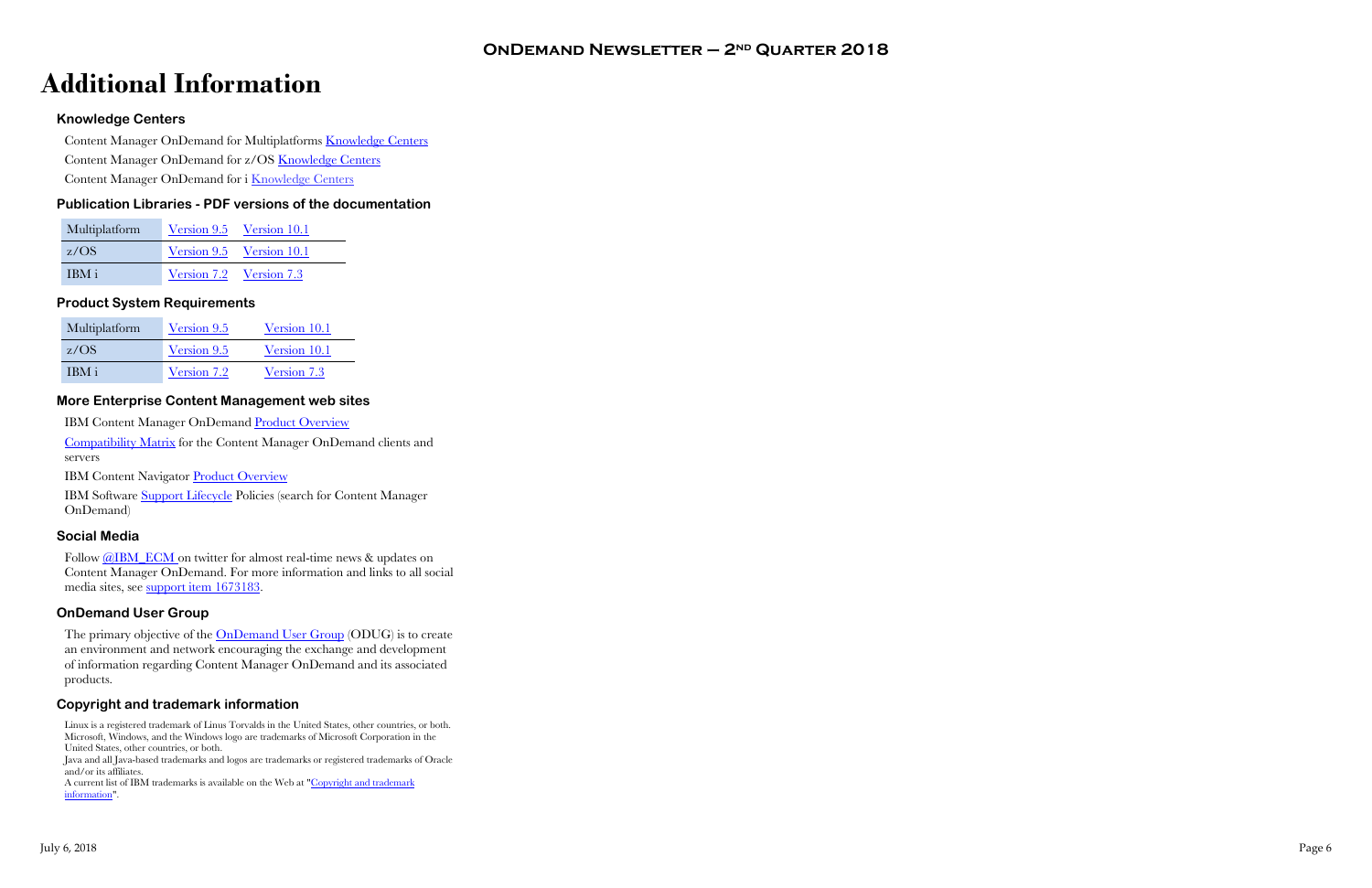# Additional Information

## Knowledge Centers

Content Manager OnDemand for Multiplatforms Knowledge Centers

Content Manager OnDemand for z/OS Knowledge Centers

Content Manager OnDemand for i Knowledge Centers

## Publication Libraries - PDF versions of the documentation

| | | |
|---|---|---|
| Multiplatform | Version 9.5 | Version 10.1 |
| z/OS | Version 9.5 | Version 10.1 |
| IBM i | Version 7.2 | Version 7.3 |

## Product System Requirements

| | | |
|---|---|---|
| Multiplatform | Version 9.5 | Version 10.1 |
| z/OS | Version 9.5 | Version 10.1 |
| IBM i | Version 7.2 | Version 7.3 |

## More Enterprise Content Management web sites

IBM Content Manager OnDemand Product Overview

Compatibility Matrix for the Content Manager OnDemand clients and servers

IBM Content Navigator Product Overview

IBM Software Support Lifecycle Policies (search for Content Manager OnDemand)

## Social Media

Follow @IBM_ECM on twitter for almost real-time news & updates on Content Manager OnDemand. For more information and links to all social media sites, see support item 1673183.

## OnDemand User Group

The primary objective of the OnDemand User Group (ODUG) is to create an environment and network encouraging the exchange and development of information regarding Content Manager OnDemand and its associated products.

## Copyright and trademark information

Linux is a registered trademark of Linus Torvalds in the United States, other countries, or both.
Microsoft, Windows, and the Windows logo are trademarks of Microsoft Corporation in the United States, other countries, or both.
Java and all Java-based trademarks and logos are trademarks or registered trademarks of Oracle and/or its affiliates.
A current list of IBM trademarks is available on the Web at "Copyright and trademark information".